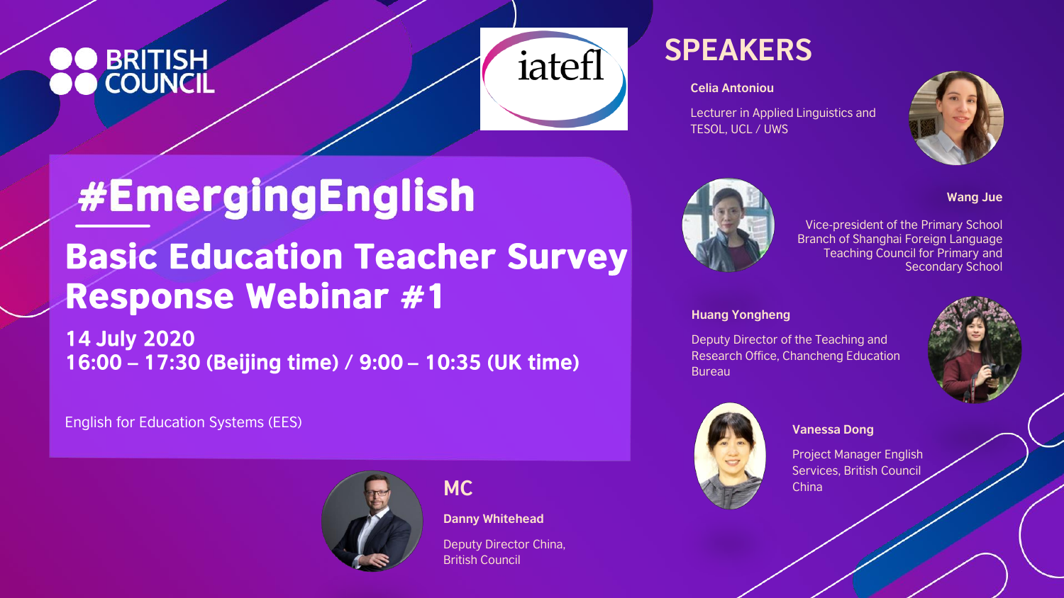BRITISH COUNCIL

iatefl

# #EmergingEnglish

## Basic Education Teacher Survey Response Webinar #1

**14 July 2020**
**16:00 – 17:30 (Beijing time) / 9:00 – 10:35 (UK time)**

English for Education Systems (EES)

## MC

**Danny Whitehead**

Deputy Director China, British Council

## SPEAKERS

**Celia Antoniou**

Lecturer in Applied Linguistics and TESOL, UCL / UWS

**Wang Jue**

Vice-president of the Primary School Branch of Shanghai Foreign Language Teaching Council for Primary and Secondary School

**Huang Yongheng**

Deputy Director of the Teaching and Research Office, Chancheng Education Bureau

**Vanessa Dong**

Project Manager English Services, British Council China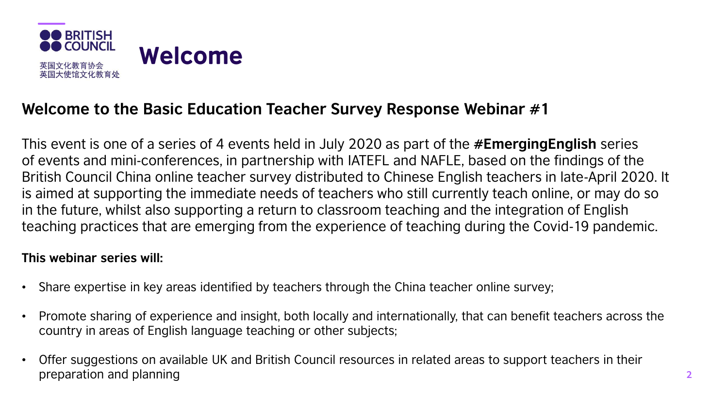BRITISH COUNCIL

英国文化教育协会
英国大使馆文化教育处

# Welcome

## Welcome to the Basic Education Teacher Survey Response Webinar #1

This event is one of a series of 4 events held in July 2020 as part of the **#EmergingEnglish** series of events and mini-conferences, in partnership with IATEFL and NAFLE, based on the findings of the British Council China online teacher survey distributed to Chinese English teachers in late-April 2020. It is aimed at supporting the immediate needs of teachers who still currently teach online, or may do so in the future, whilst also supporting a return to classroom teaching and the integration of English teaching practices that are emerging from the experience of teaching during the Covid-19 pandemic.

**This webinar series will:**

- Share expertise in key areas identified by teachers through the China teacher online survey;
- Promote sharing of experience and insight, both locally and internationally, that can benefit teachers across the country in areas of English language teaching or other subjects;
- Offer suggestions on available UK and British Council resources in related areas to support teachers in their preparation and planning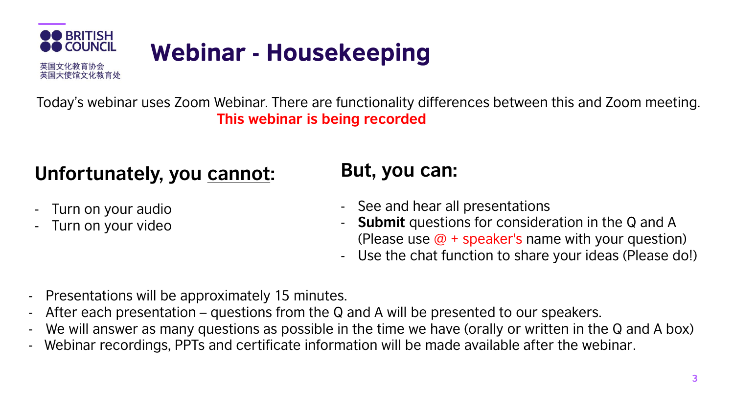BRITISH COUNCIL

英国文化教育协会
英国大使馆文化教育处

# Webinar - Housekeeping

Today's webinar uses Zoom Webinar. There are functionality differences between this and Zoom meeting.

**This webinar is being recorded**

## Unfortunately, you cannot:

- Turn on your audio
- Turn on your video

## But, you can:

- See and hear all presentations
- **Submit** questions for consideration in the Q and A (Please use @ + speaker's name with your question)
- Use the chat function to share your ideas (Please do!)

- Presentations will be approximately 15 minutes.
- After each presentation – questions from the Q and A will be presented to our speakers.
- We will answer as many questions as possible in the time we have (orally or written in the Q and A box)
- Webinar recordings, PPTs and certificate information will be made available after the webinar.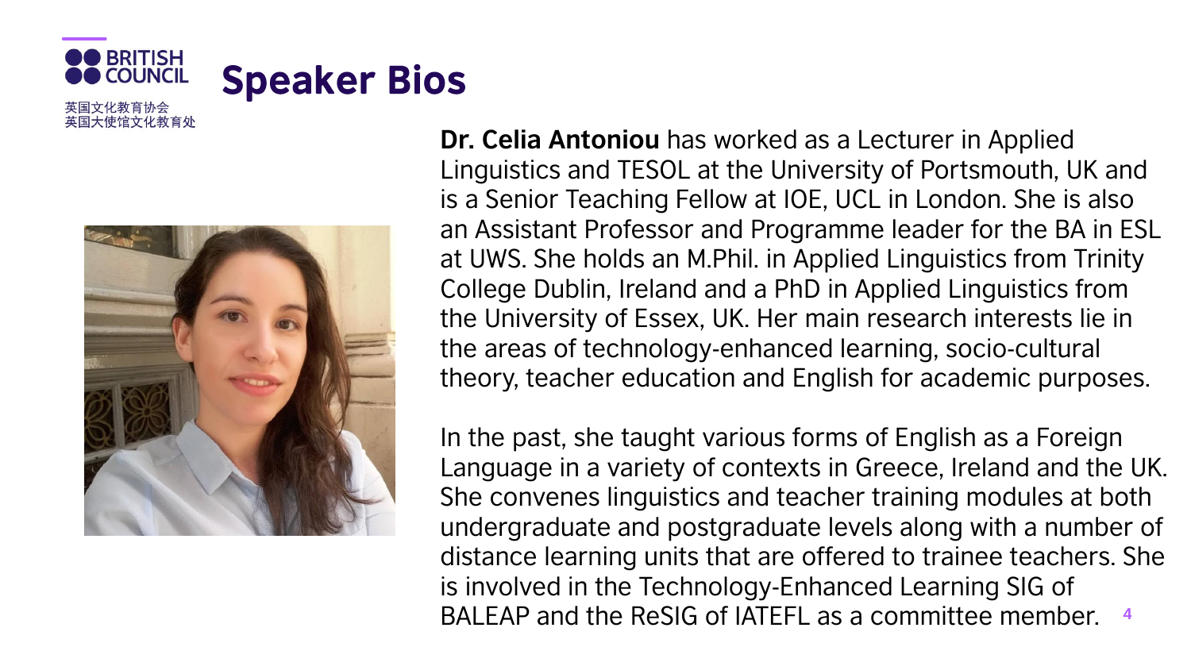# Speaker Bios

**Dr. Celia Antoniou** has worked as a Lecturer in Applied Linguistics and TESOL at the University of Portsmouth, UK and is a Senior Teaching Fellow at IOE, UCL in London. She is also an Assistant Professor and Programme leader for the BA in ESL at UWS. She holds an M.Phil. in Applied Linguistics from Trinity College Dublin, Ireland and a PhD in Applied Linguistics from the University of Essex, UK. Her main research interests lie in the areas of technology-enhanced learning, socio-cultural theory, teacher education and English for academic purposes.

In the past, she taught various forms of English as a Foreign Language in a variety of contexts in Greece, Ireland and the UK. She convenes linguistics and teacher training modules at both undergraduate and postgraduate levels along with a number of distance learning units that are offered to trainee teachers. She is involved in the Technology-Enhanced Learning SIG of BALEAP and the ReSIG of IATEFL as a committee member.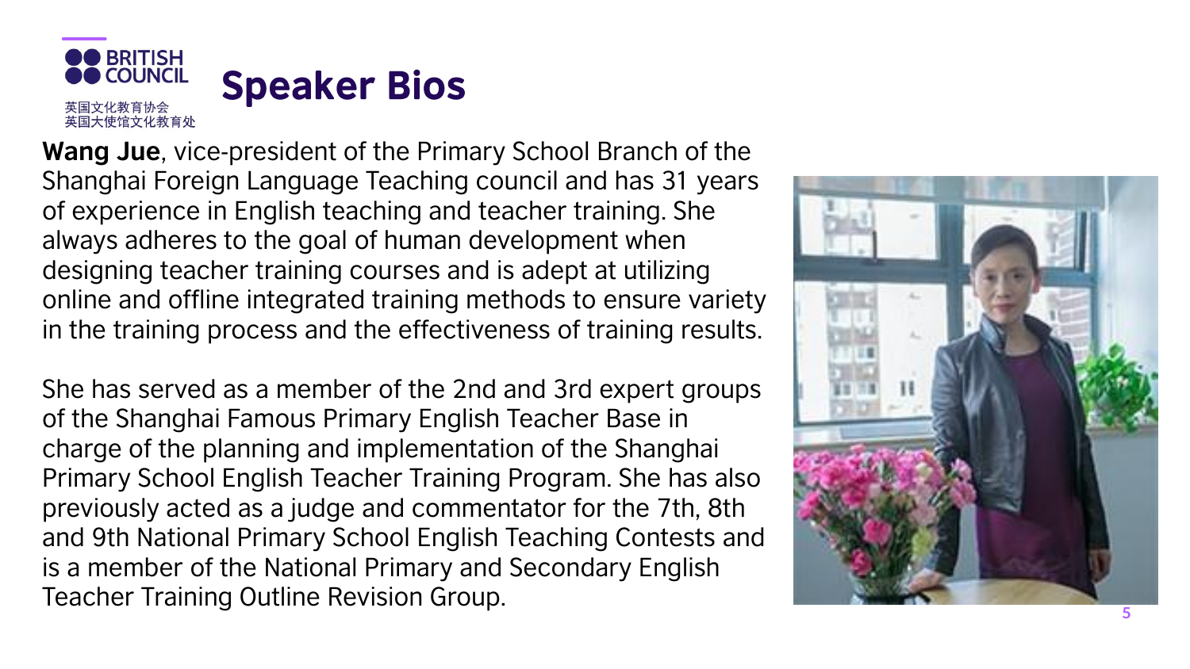BRITISH COUNCIL

英国文化教育协会
英国大使馆文化教育处

# Speaker Bios

**Wang Jue**, vice-president of the Primary School Branch of the Shanghai Foreign Language Teaching council and has 31 years of experience in English teaching and teacher training. She always adheres to the goal of human development when designing teacher training courses and is adept at utilizing online and offline integrated training methods to ensure variety in the training process and the effectiveness of training results.

She has served as a member of the 2nd and 3rd expert groups of the Shanghai Famous Primary English Teacher Base in charge of the planning and implementation of the Shanghai Primary School English Teacher Training Program. She has also previously acted as a judge and commentator for the 7th, 8th and 9th National Primary School English Teaching Contests and is a member of the National Primary and Secondary English Teacher Training Outline Revision Group.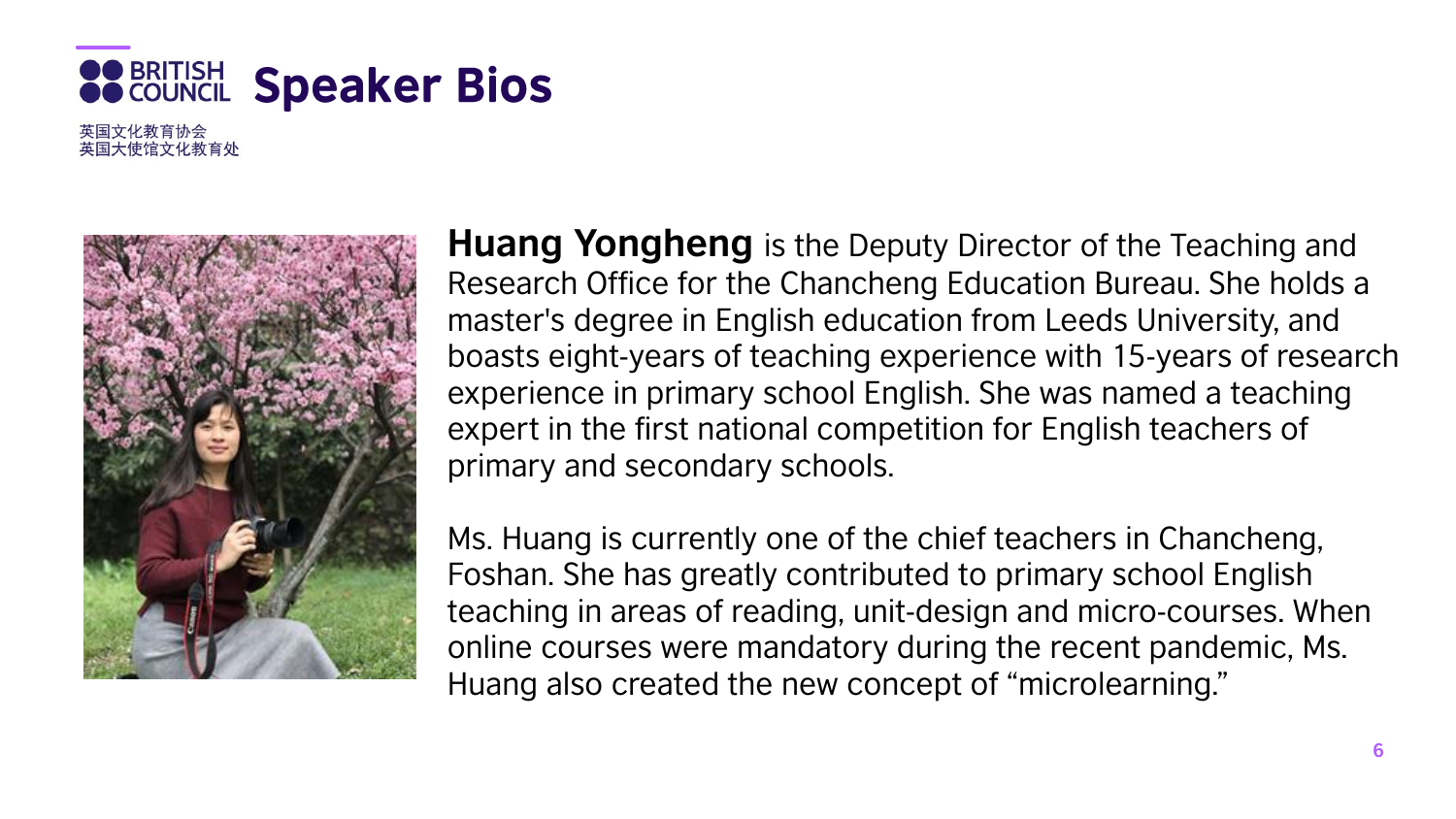# Speaker Bios

**Huang Yongheng** is the Deputy Director of the Teaching and Research Office for the Chancheng Education Bureau. She holds a master's degree in English education from Leeds University, and boasts eight-years of teaching experience with 15-years of research experience in primary school English. She was named a teaching expert in the first national competition for English teachers of primary and secondary schools.

Ms. Huang is currently one of the chief teachers in Chancheng, Foshan. She has greatly contributed to primary school English teaching in areas of reading, unit-design and micro-courses. When online courses were mandatory during the recent pandemic, Ms. Huang also created the new concept of "microlearning."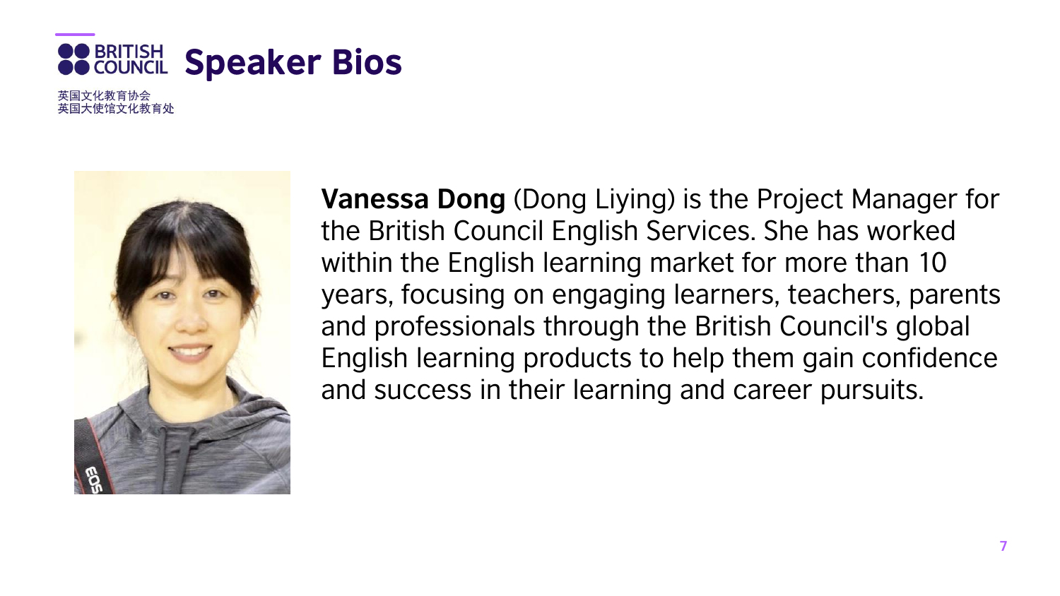# Speaker Bios

BRITISH COUNCIL

英国文化教育协会
英国大使馆文化教育处

**Vanessa Dong** (Dong Liying) is the Project Manager for the British Council English Services. She has worked within the English learning market for more than 10 years, focusing on engaging learners, teachers, parents and professionals through the British Council's global English learning products to help them gain confidence and success in their learning and career pursuits.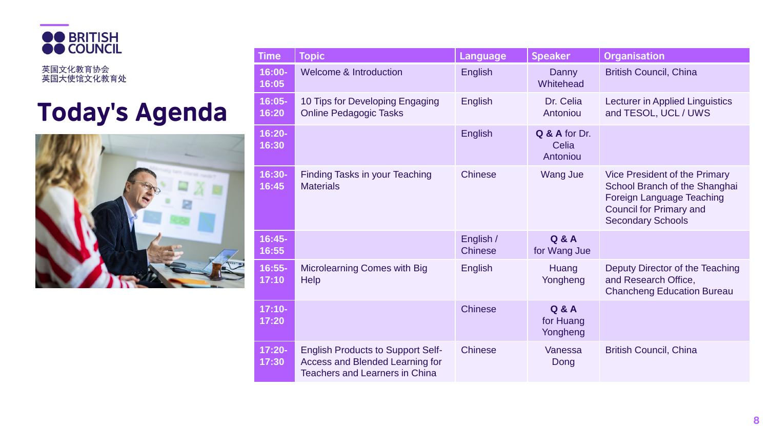BRITISH COUNCIL

英国文化教育协会
英国大使馆文化教育处

# Today's Agenda

| Time | Topic | Language | Speaker | Organisation |
|---|---|---|---|---|
| **16:00-16:05** | Welcome & Introduction | English | Danny Whitehead | British Council, China |
| **16:05-16:20** | 10 Tips for Developing Engaging Online Pedagogic Tasks | English | Dr. Celia Antoniou | Lecturer in Applied Linguistics and TESOL, UCL / UWS |
| **16:20-16:30** | | English | **Q & A** for Dr. Celia Antoniou | |
| **16:30-16:45** | Finding Tasks in your Teaching Materials | Chinese | Wang Jue | Vice President of the Primary School Branch of the Shanghai Foreign Language Teaching Council for Primary and Secondary Schools |
| **16:45-16:55** | | English / Chinese | **Q & A** for Wang Jue | |
| **16:55-17:10** | Microlearning Comes with Big Help | English | Huang Yongheng | Deputy Director of the Teaching and Research Office, Chancheng Education Bureau |
| **17:10-17:20** | | Chinese | **Q & A** for Huang Yongheng | |
| **17:20-17:30** | English Products to Support Self-Access and Blended Learning for Teachers and Learners in China | Chinese | Vanessa Dong | British Council, China |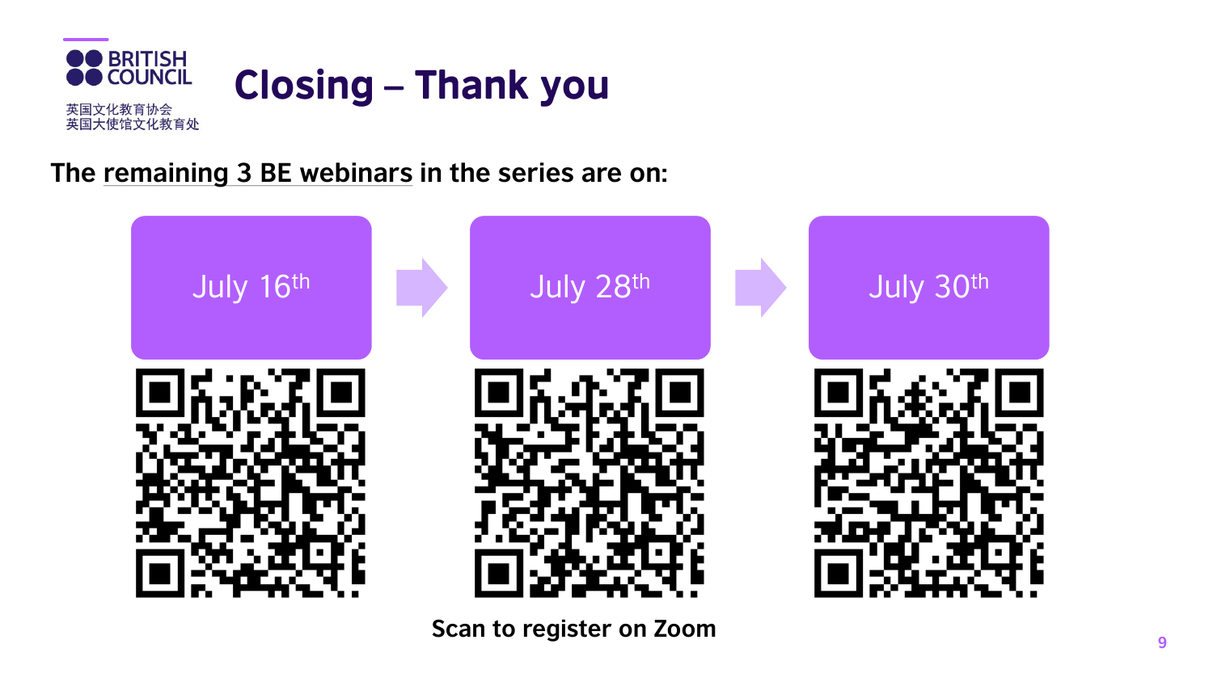BRITISH COUNCIL

英国文化教育协会
英国大使馆文化教育处

# Closing – Thank you

**The remaining 3 BE webinars in the series are on:**

July 16th → July 28th → July 30th

**Scan to register on Zoom**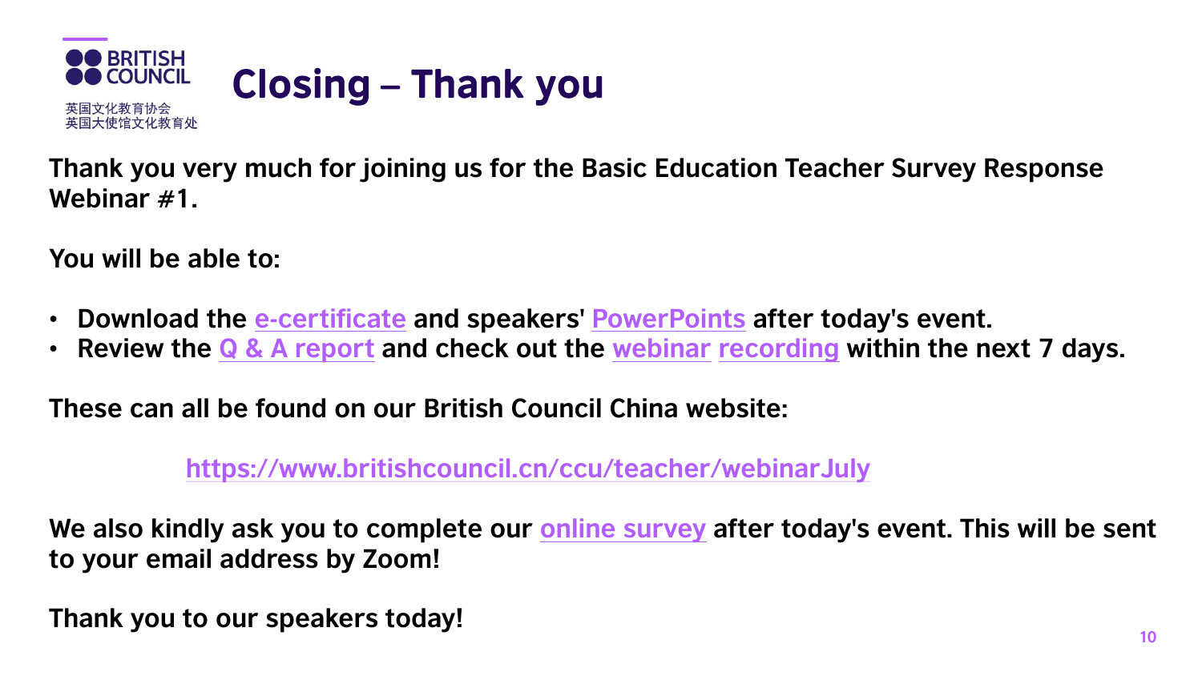BRITISH COUNCIL

英国文化教育协会
英国大使馆文化教育处

# Closing – Thank you

**Thank you very much for joining us for the Basic Education Teacher Survey Response Webinar #1.**

**You will be able to:**

- **Download the e-certificate and speakers' PowerPoints after today's event.**
- **Review the Q & A report and check out the webinar recording within the next 7 days.**

**These can all be found on our British Council China website:**

**https://www.britishcouncil.cn/ccu/teacher/webinarJuly**

**We also kindly ask you to complete our online survey after today's event. This will be sent to your email address by Zoom!**

**Thank you to our speakers today!**